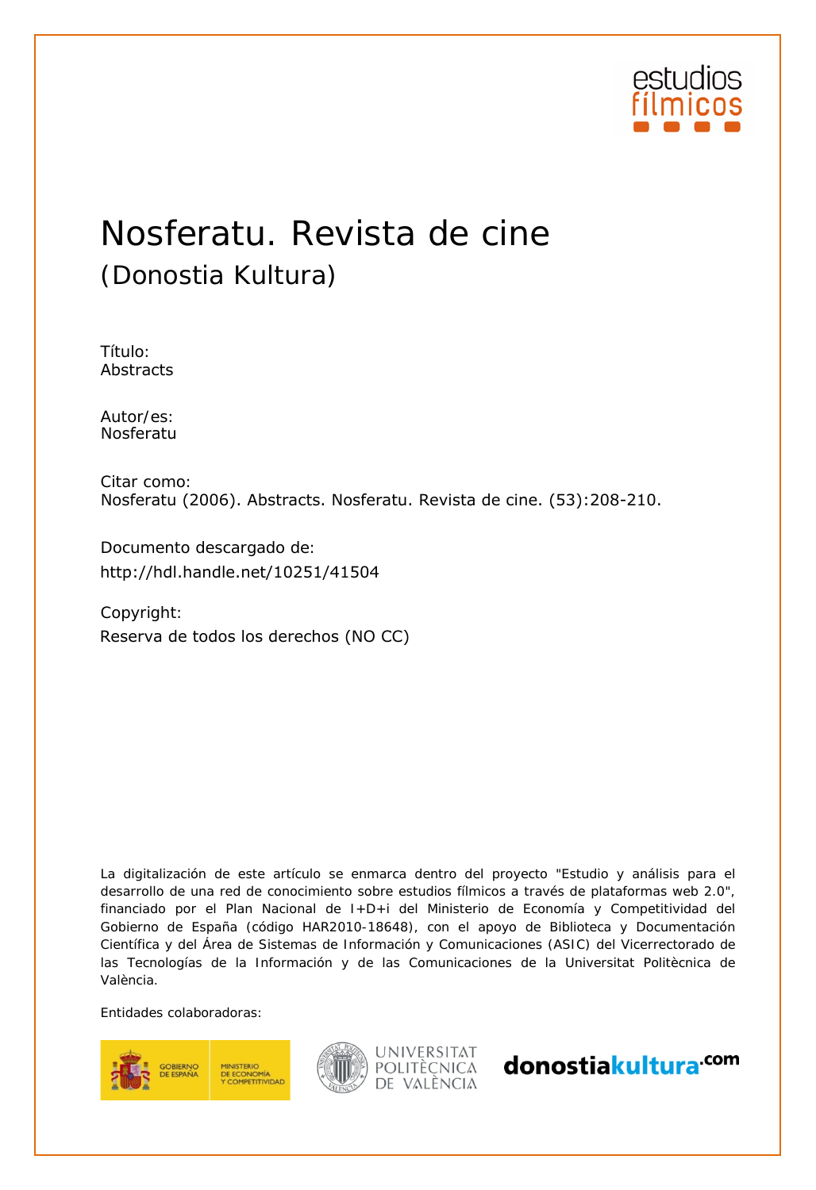estudios fílmicos

# Nosferatu. Revista de cine

## (Donostia Kultura)

Título:
Abstracts

Autor/es:
Nosferatu

Citar como:
Nosferatu (2006). Abstracts. Nosferatu. Revista de cine. (53):208-210.

Documento descargado de:
http://hdl.handle.net/10251/41504

Copyright:
Reserva de todos los derechos (NO CC)

La digitalización de este artículo se enmarca dentro del proyecto "Estudio y análisis para el desarrollo de una red de conocimiento sobre estudios fílmicos a través de plataformas web 2.0", financiado por el Plan Nacional de I+D+i del Ministerio de Economía y Competitividad del Gobierno de España (código HAR2010-18648), con el apoyo de Biblioteca y Documentación Científica y del Área de Sistemas de Información y Comunicaciones (ASIC) del Vicerrectorado de las Tecnologías de la Información y de las Comunicaciones de la Universitat Politècnica de València.

Entidades colaboradoras:

GOBIERNO DE ESPAÑA — MINISTERIO DE ECONOMÍA Y COMPETITIVIDAD

UNIVERSITAT POLITÈCNICA DE VALÈNCIA

donostiakultura.com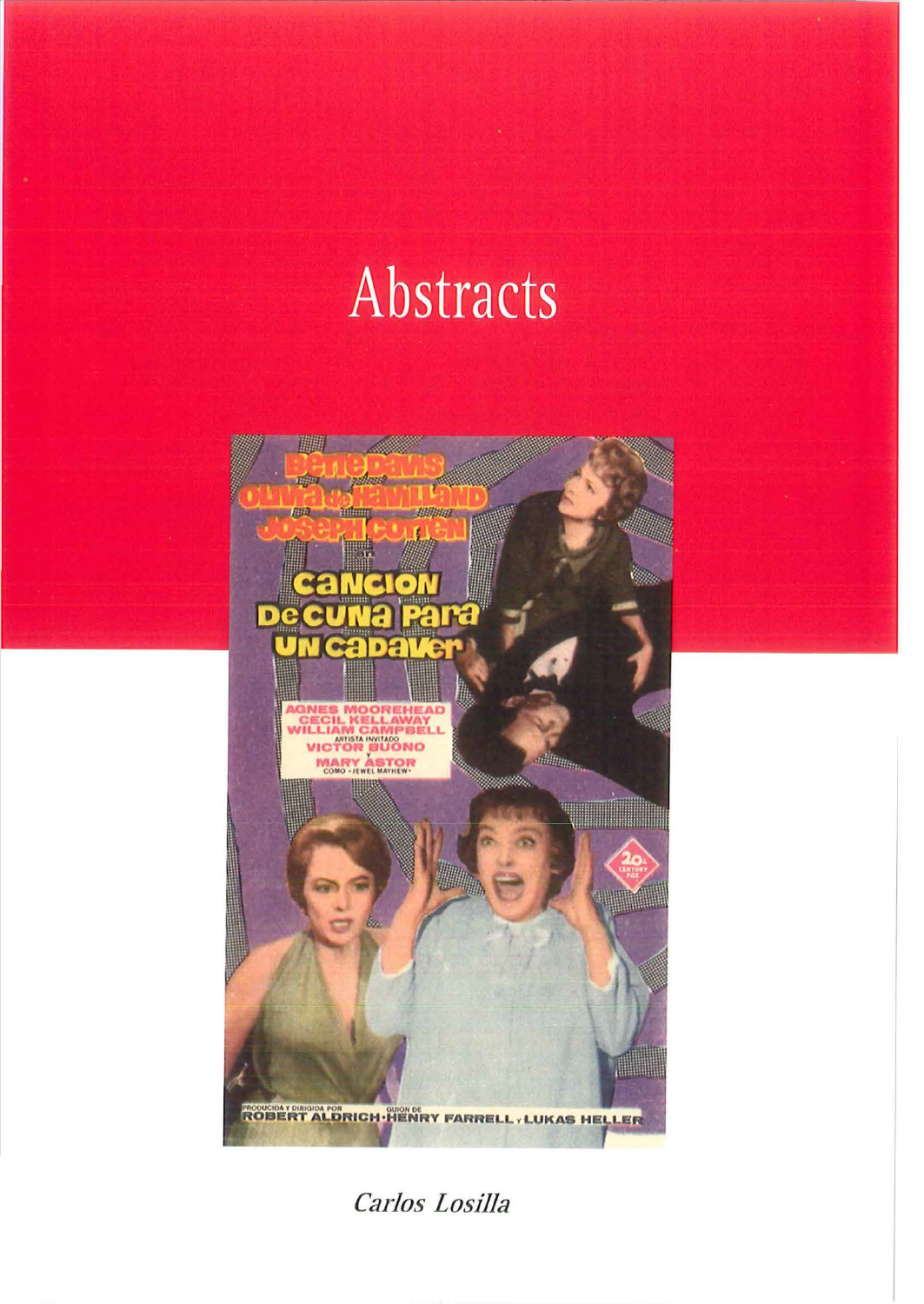# Abstracts

*Carlos Losilla*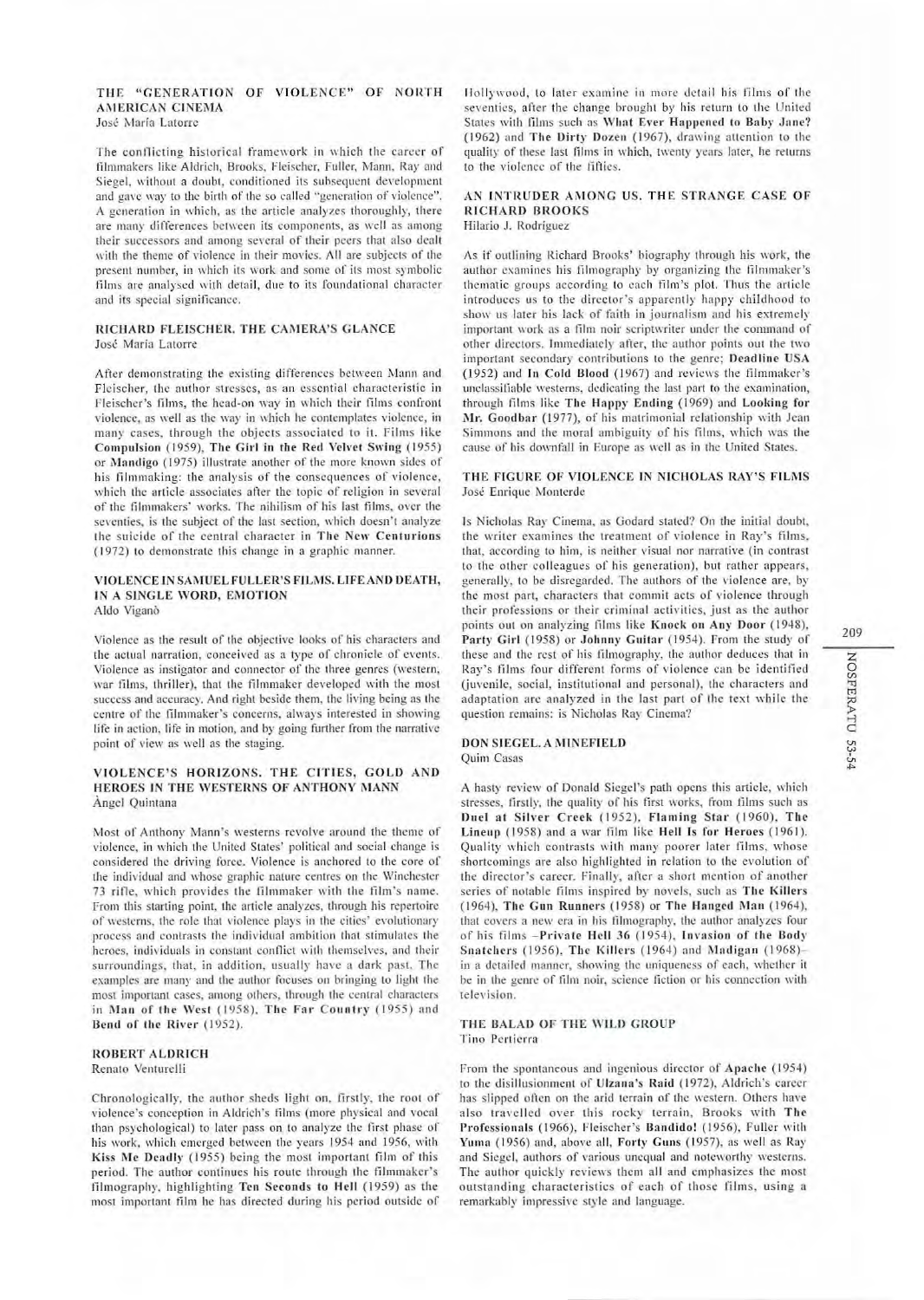## THE "GENERATION OF VIOLENCE" OF NORTH AMERICAN CINEMA

José María Latorre

The conflicting historical framework in which the career of filmmakers like Aldrich, Brooks, Fleischer, Fuller, Mann, Ray and Siegel, without a doubt, conditioned its subsequent development and gave way to the birth of the so called "generation of violence". A generation in which, as the article analyzes thoroughly, there are many differences between its components, as well as among their successors and among several of their peers that also dealt with the theme of violence in their movies. All are subjects of the present number, in which its work and some of its most symbolic films are analysed with detail, due to its foundational character and its special significance.

## RICHARD FLEISCHER. THE CAMERA'S GLANCE

José María Latorre

After demonstrating the existing differences between Mann and Fleischer, the author stresses, as an essential characteristic in Fleischer's films, the head-on way in which their films confront violence, as well as the way in which he contemplates violence, in many cases, through the objects associated to it. Films like **Compulsion** (1959), **The Girl in the Red Velvet Swing** (1955) or **Mandigo** (1975) illustrate another of the more known sides of his filmmaking: the analysis of the consequences of violence, which the article associates after the topic of religion in several of the filmmakers' works. The nihilism of his last films, over the seventies, is the subject of the last section, which doesn't analyze the suicide of the central character in **The New Centurions** (1972) to demonstrate this change in a graphic manner.

## VIOLENCE IN SAMUEL FULLER'S FILMS. LIFE AND DEATH, IN A SINGLE WORD, EMOTION

Aldo Viganò

Violence as the result of the objective looks of his characters and the actual narration, conceived as a type of chronicle of events. Violence as instigator and connector of the three genres (western, war films, thriller), that the filmmaker developed with the most success and accuracy. And right beside them, the living being as the centre of the filmmaker's concerns, always interested in showing life in action, life in motion, and by going further from the narrative point of view as well as the staging.

## VIOLENCE'S HORIZONS. THE CITIES, GOLD AND HEROES IN THE WESTERNS OF ANTHONY MANN

Àngel Quintana

Most of Anthony Mann's westerns revolve around the theme of violence, in which the United States' political and social change is considered the driving force. Violence is anchored to the core of the individual and whose graphic nature centres on the Winchester 73 rifle, which provides the filmmaker with the film's name. From this starting point, the article analyzes, through his repertoire of westerns, the role that violence plays in the cities' evolutionary process and contrasts the individual ambition that stimulates the heroes, individuals in constant conflict with themselves, and their surroundings, that, in addition, usually have a dark past. The examples are many and the author focuses on bringing to light the most important cases, among others, through the central characters in **Man of the West** (1958), **The Far Country** (1955) and **Bend of the River** (1952).

## ROBERT ALDRICH

Renato Venturelli

Chronologically, the author sheds light on, firstly, the root of violence's conception in Aldrich's films (more physical and vocal than psychological) to later pass on to analyze the first phase of his work, which emerged between the years 1954 and 1956, with **Kiss Me Deadly** (1955) being the most important film of this period. The author continues his route through the filmmaker's filmography, highlighting **Ten Seconds to Hell** (1959) as the most important film he has directed during his period outside of Hollywood, to later examine in more detail his films of the seventies, after the change brought by his return to the United States with films such as **What Ever Happened to Baby Jane?** (1962) and **The Dirty Dozen** (1967), drawing attention to the quality of these last films in which, twenty years later, he returns to the violence of the fifties.

## AN INTRUDER AMONG US. THE STRANGE CASE OF RICHARD BROOKS

Hilario J. Rodríguez

As if outlining Richard Brooks' biography through his work, the author examines his filmography by organizing the filmmaker's thematic groups according to each film's plot. Thus the article introduces us to the director's apparently happy childhood to show us later his lack of faith in journalism and his extremely important work as a film noir scriptwriter under the command of other directors. Immediately after, the author points out the two important secondary contributions to the genre; **Deadline USA** (1952) and **In Cold Blood** (1967) and reviews the filmmaker's unclassifiable westerns, dedicating the last part to the examination, through films like **The Happy Ending** (1969) and **Looking for Mr. Goodbar** (1977), of his matrimonial relationship with Jean Simmons and the moral ambiguity of his films, which was the cause of his downfall in Europe as well as in the United States.

## THE FIGURE OF VIOLENCE IN NICHOLAS RAY'S FILMS

José Enrique Monterde

Is Nicholas Ray Cinema, as Godard stated? On the initial doubt, the writer examines the treatment of violence in Ray's films, that, according to him, is neither visual nor narrative (in contrast to the other colleagues of his generation), but rather appears, generally, to be disregarded. The authors of the violence are, by the most part, characters that commit acts of violence through their professions or their criminal activities, just as the author points out on analyzing films like **Knock on Any Door** (1948), **Party Girl** (1958) or **Johnny Guitar** (1954). From the study of these and the rest of his filmography, the author deduces that in Ray's films four different forms of violence can be identified (juvenile, social, institutional and personal), the characters and adaptation are analyzed in the last part of the text while the question remains: is Nicholas Ray Cinema?

## DON SIEGEL. A MINEFIELD

Quim Casas

A hasty review of Donald Siegel's path opens this article, which stresses, firstly, the quality of his first works, from films such as **Duel at Silver Creek** (1952), **Flaming Star** (1960), **The Lineup** (1958) and a war film like **Hell Is for Heroes** (1961). Quality which contrasts with many poorer later films, whose shortcomings are also highlighted in relation to the evolution of the director's career. Finally, after a short mention of another series of notable films inspired by novels, such as **The Killers** (1964), **The Gun Runners** (1958) or **The Hanged Man** (1964), that covers a new era in his filmography, the author analyzes four of his films –**Private Hell 36** (1954), **Invasion of the Body Snatchers** (1956), **The Killers** (1964) and **Madigan** (1968)– in a detailed manner, showing the uniqueness of each, whether it be in the genre of film noir, science fiction or his connection with television.

## THE BALAD OF THE WILD GROUP

Tino Pertierra

From the spontaneous and ingenious director of **Apache** (1954) to the disillusionment of **Ulzana's Raid** (1972), Aldrich's career has slipped often on the arid terrain of the western. Others have also travelled over this rocky terrain, Brooks with **The Professionals** (1966), Fleischer's **Bandido!** (1956), Fuller with **Yuma** (1956) and, above all, **Forty Guns** (1957), as well as Ray and Siegel, authors of various unequal and noteworthy westerns. The author quickly reviews them all and emphasizes the most outstanding characteristics of each of those films, using a remarkably impressive style and language.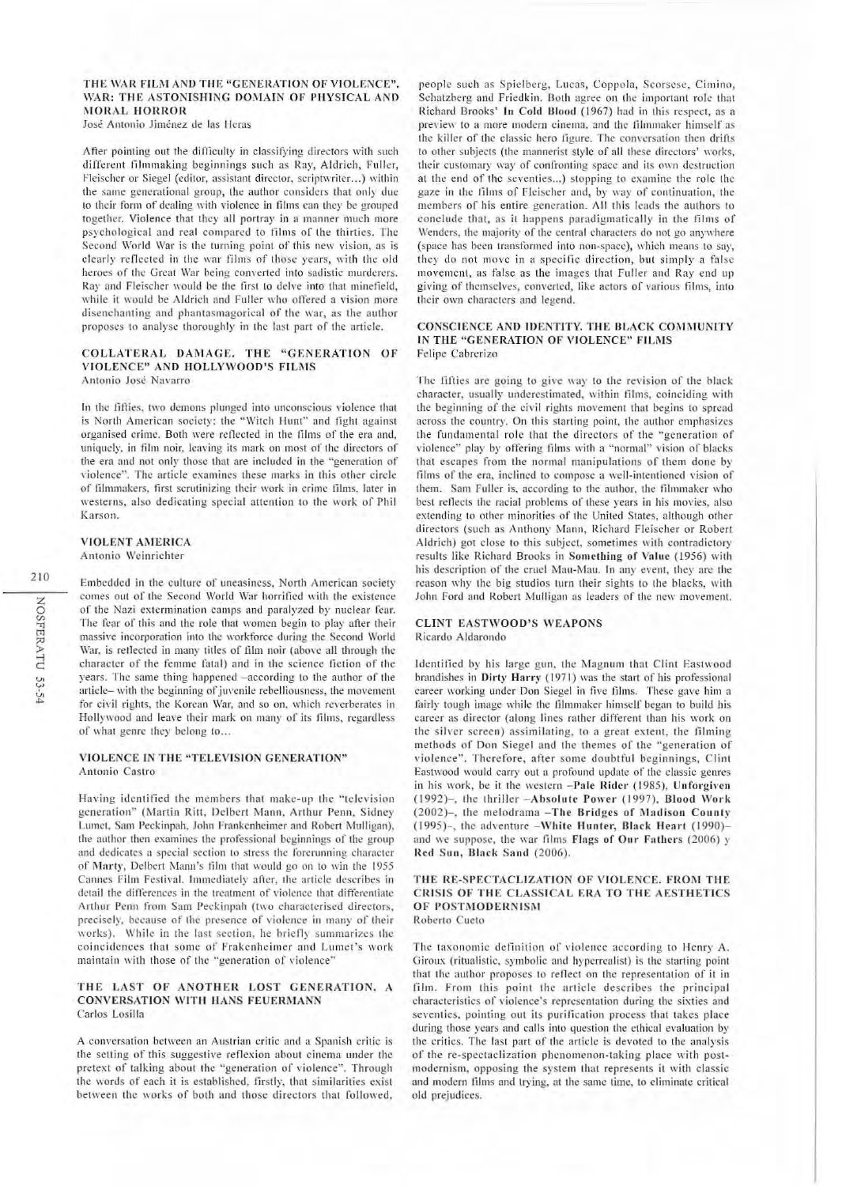### THE WAR FILM AND THE "GENERATION OF VIOLENCE". WAR: THE ASTONISHING DOMAIN OF PHYSICAL AND MORAL HORROR

José Antonio Jiménez de las Heras

After pointing out the difficulty in classifying directors with such different filmmaking beginnings such as Ray, Aldrich, Fuller, Fleischer or Siegel (editor, assistant director, scriptwriter...) within the same generational group, the author considers that only due to their form of dealing with violence in films can they be grouped together. Violence that they all portray in a manner much more psychological and real compared to films of the thirties. The Second World War is the turning point of this new vision, as is clearly reflected in the war films of those years, with the old heroes of the Great War being converted into sadistic murderers. Ray and Fleischer would be the first to delve into that minefield, while it would be Aldrich and Fuller who offered a vision more disenchanting and phantasmagorical of the war, as the author proposes to analyse thoroughly in the last part of the article.

### COLLATERAL DAMAGE. THE "GENERATION OF VIOLENCE" AND HOLLYWOOD'S FILMS

Antonio José Navarro

In the fifties, two demons plunged into unconscious violence that is North American society: the "Witch Hunt" and fight against organised crime. Both were reflected in the films of the era and, uniquely, in film noir, leaving its mark on most of the directors of the era and not only those that are included in the "generation of violence". The article examines these marks in this other circle of filmmakers, first scrutinizing their work in crime films, later in westerns, also dedicating special attention to the work of Phil Karson.

### VIOLENT AMERICA

Antonio Weinrichter

Embedded in the culture of uneasiness, North American society comes out of the Second World War horrified with the existence of the Nazi extermination camps and paralyzed by nuclear fear. The fear of this and the role that women begin to play after their massive incorporation into the workforce during the Second World War, is reflected in many titles of film noir (above all through the character of the femme fatal) and in the science fiction of the years. The same thing happened –according to the author of the article– with the beginning of juvenile rebelliousness, the movement for civil rights, the Korean War, and so on, which reverberates in Hollywood and leave their mark on many of its films, regardless of what genre they belong to...

### VIOLENCE IN THE "TELEVISION GENERATION"

Antonio Castro

Having identified the members that make-up the "television generation" (Martin Ritt, Delbert Mann, Arthur Penn, Sidney Lumet, Sam Peckinpah, John Frankenheimer and Robert Mulligan), the author then examines the professional beginnings of the group and dedicates a special section to stress the forerunning character of **Marty**, Delbert Mann's film that would go on to win the 1955 Cannes Film Festival. Immediately after, the article describes in detail the differences in the treatment of violence that differentiate Arthur Penn from Sam Peckinpah (two characterised directors, precisely, because of the presence of violence in many of their works). While in the last section, he briefly summarizes the coincidences that some of Frakenheimer and Lumet's work maintain with those of the "generation of violence"

### THE LAST OF ANOTHER LOST GENERATION. A CONVERSATION WITH HANS FEUERMANN

Carlos Losilla

A conversation between an Austrian critic and a Spanish critic is the setting of this suggestive reflexion about cinema under the pretext of talking about the "generation of violence". Through the words of each it is established, firstly, that similarities exist between the works of both and those directors that followed, people such as Spielberg, Lucas, Coppola, Scorsese, Cimino, Schatzberg and Friedkin. Both agree on the important role that Richard Brooks' **In Cold Blood** (1967) had in this respect, as a preview to a more modern cinema, and the filmmaker himself as the killer of the classic hero figure. The conversation then drifts to other subjects (the mannerist style of all these directors' works, their customary way of confronting space and its own destruction at the end of the seventies...) stopping to examine the role the gaze in the films of Fleischer and, by way of continuation, the members of his entire generation. All this leads the authors to conclude that, as it happens paradigmatically in the films of Wenders, the majority of the central characters do not go anywhere (space has been transformed into non-space), which means to say, they do not move in a specific direction, but simply a false movement, as false as the images that Fuller and Ray end up giving of themselves, converted, like actors of various films, into their own characters and legend.

### CONSCIENCE AND IDENTITY. THE BLACK COMMUNITY IN THE "GENERATION OF VIOLENCE" FILMS

Felipe Cabrerizo

The fifties are going to give way to the revision of the black character, usually underestimated, within films, coinciding with the beginning of the civil rights movement that begins to spread across the country. On this starting point, the author emphasizes the fundamental role that the directors of the "generation of violence" play by offering films with a "normal" vision of blacks that escapes from the normal manipulations of them done by films of the era, inclined to compose a well-intentioned vision of them. Sam Fuller is, according to the author, the filmmaker who best reflects the racial problems of these years in his movies, also extending to other minorities of the United States, although other directors (such as Anthony Mann, Richard Fleischer or Robert Aldrich) got close to this subject, sometimes with contradictory results like Richard Brooks in **Something of Value** (1956) with his description of the cruel Mau-Mau. In any event, they are the reason why the big studios turn their sights to the blacks, with John Ford and Robert Mulligan as leaders of the new movement.

### CLINT EASTWOOD'S WEAPONS

Ricardo Aldarondo

Identified by his large gun, the Magnum that Clint Eastwood brandishes in **Dirty Harry** (1971) was the start of his professional career working under Don Siegel in five films. These gave him a fairly tough image while the filmmaker himself began to build his career as director (along lines rather different than his work on the silver screen) assimilating, to a great extent, the filming methods of Don Siegel and the themes of the "generation of violence". Therefore, after some doubtful beginnings, Clint Eastwood would carry out a profound update of the classic genres in his work, be it the western –**Pale Rider** (1985), **Unforgiven** (1992)–, the thriller –**Absolute Power** (1997), **Blood Work** (2002)–, the melodrama –**The Bridges of Madison County** (1995)–, the adventure –**White Hunter, Black Heart** (1990)– and we suppose, the war films **Flags of Our Fathers** (2006) y **Red Sun, Black Sand** (2006).

### THE RE-SPECTACLIZATION OF VIOLENCE. FROM THE CRISIS OF THE CLASSICAL ERA TO THE AESTHETICS OF POSTMODERNISM

Roberto Cueto

The taxonomic definition of violence according to Henry A. Giroux (ritualistic, symbolic and hyperrealist) is the starting point that the author proposes to reflect on the representation of it in film. From this point the article describes the principal characteristics of violence's representation during the sixties and seventies, pointing out its purification process that takes place during those years and calls into question the ethical evaluation by the critics. The last part of the article is devoted to the analysis of the re-spectaclization phenomenon-taking place with post-modernism, opposing the system that represents it with classic and modern films and trying, at the same time, to eliminate critical old prejudices.